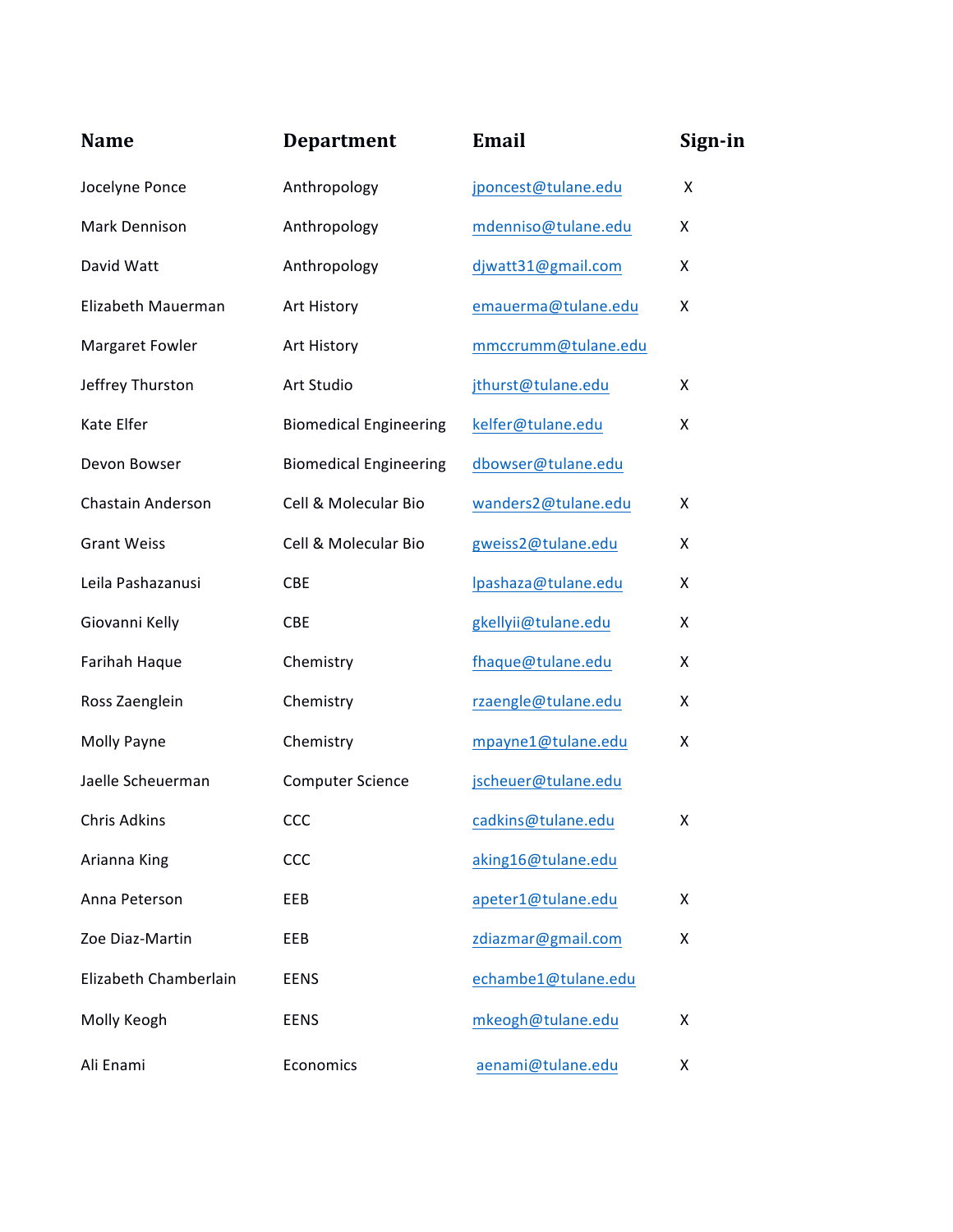| Name | Department | Email | Sign-in |
| --- | --- | --- | --- |
| Jocelyne Ponce | Anthropology | jponcest@tulane.edu | X |
| Mark Dennison | Anthropology | mdenniso@tulane.edu | X |
| David Watt | Anthropology | djwatt31@gmail.com | X |
| Elizabeth Mauerman | Art History | emauerma@tulane.edu | X |
| Margaret Fowler | Art History | mmccrumm@tulane.edu | |
| Jeffrey Thurston | Art Studio | jthurst@tulane.edu | X |
| Kate Elfer | Biomedical Engineering | kelfer@tulane.edu | X |
| Devon Bowser | Biomedical Engineering | dbowser@tulane.edu | |
| Chastain Anderson | Cell & Molecular Bio | wanders2@tulane.edu | X |
| Grant Weiss | Cell & Molecular Bio | gweiss2@tulane.edu | X |
| Leila Pashazanusi | CBE | lpashaza@tulane.edu | X |
| Giovanni Kelly | CBE | gkellyii@tulane.edu | X |
| Farihah Haque | Chemistry | fhaque@tulane.edu | X |
| Ross Zaenglein | Chemistry | rzaengle@tulane.edu | X |
| Molly Payne | Chemistry | mpayne1@tulane.edu | X |
| Jaelle Scheuerman | Computer Science | jscheuer@tulane.edu | |
| Chris Adkins | CCC | cadkins@tulane.edu | X |
| Arianna King | CCC | aking16@tulane.edu | |
| Anna Peterson | EEB | apeter1@tulane.edu | X |
| Zoe Diaz-Martin | EEB | zdiazmar@gmail.com | X |
| Elizabeth Chamberlain | EENS | echambe1@tulane.edu | |
| Molly Keogh | EENS | mkeogh@tulane.edu | X |
| Ali Enami | Economics | aenami@tulane.edu | X |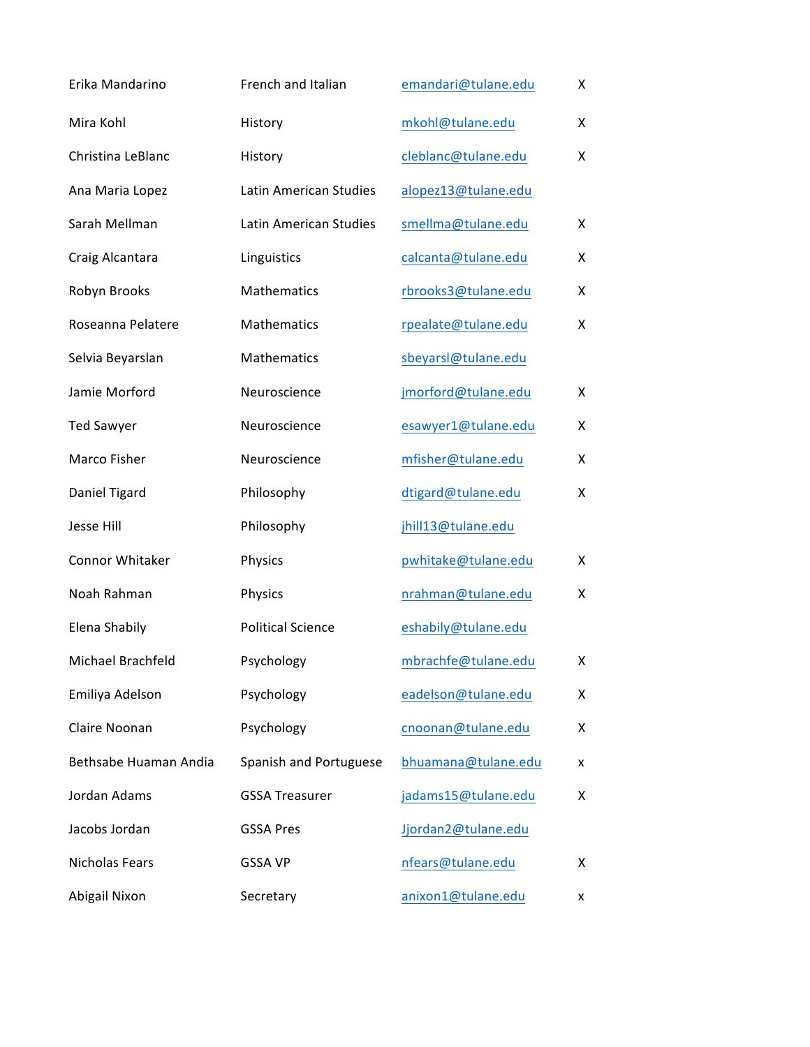| | | | |
|---|---|---|---|
| Erika Mandarino | French and Italian | emandari@tulane.edu | X |
| Mira Kohl | History | mkohl@tulane.edu | X |
| Christina LeBlanc | History | cleblanc@tulane.edu | X |
| Ana Maria Lopez | Latin American Studies | alopez13@tulane.edu | |
| Sarah Mellman | Latin American Studies | smellma@tulane.edu | X |
| Craig Alcantara | Linguistics | calcanta@tulane.edu | X |
| Robyn Brooks | Mathematics | rbrooks3@tulane.edu | X |
| Roseanna Pelatere | Mathematics | rpealate@tulane.edu | X |
| Selvia Beyarslan | Mathematics | sbeyarsl@tulane.edu | |
| Jamie Morford | Neuroscience | jmorford@tulane.edu | X |
| Ted Sawyer | Neuroscience | esawyer1@tulane.edu | X |
| Marco Fisher | Neuroscience | mfisher@tulane.edu | X |
| Daniel Tigard | Philosophy | dtigard@tulane.edu | X |
| Jesse Hill | Philosophy | jhill13@tulane.edu | |
| Connor Whitaker | Physics | pwhitake@tulane.edu | X |
| Noah Rahman | Physics | nrahman@tulane.edu | X |
| Elena Shabily | Political Science | eshabily@tulane.edu | |
| Michael Brachfeld | Psychology | mbrachfe@tulane.edu | X |
| Emiliya Adelson | Psychology | eadelson@tulane.edu | X |
| Claire Noonan | Psychology | cnoonan@tulane.edu | X |
| Bethsabe Huaman Andia | Spanish and Portuguese | bhuamana@tulane.edu | x |
| Jordan Adams | GSSA Treasurer | jadams15@tulane.edu | X |
| Jacobs Jordan | GSSA Pres | Jjordan2@tulane.edu | |
| Nicholas Fears | GSSA VP | nfears@tulane.edu | X |
| Abigail Nixon | Secretary | anixon1@tulane.edu | x |